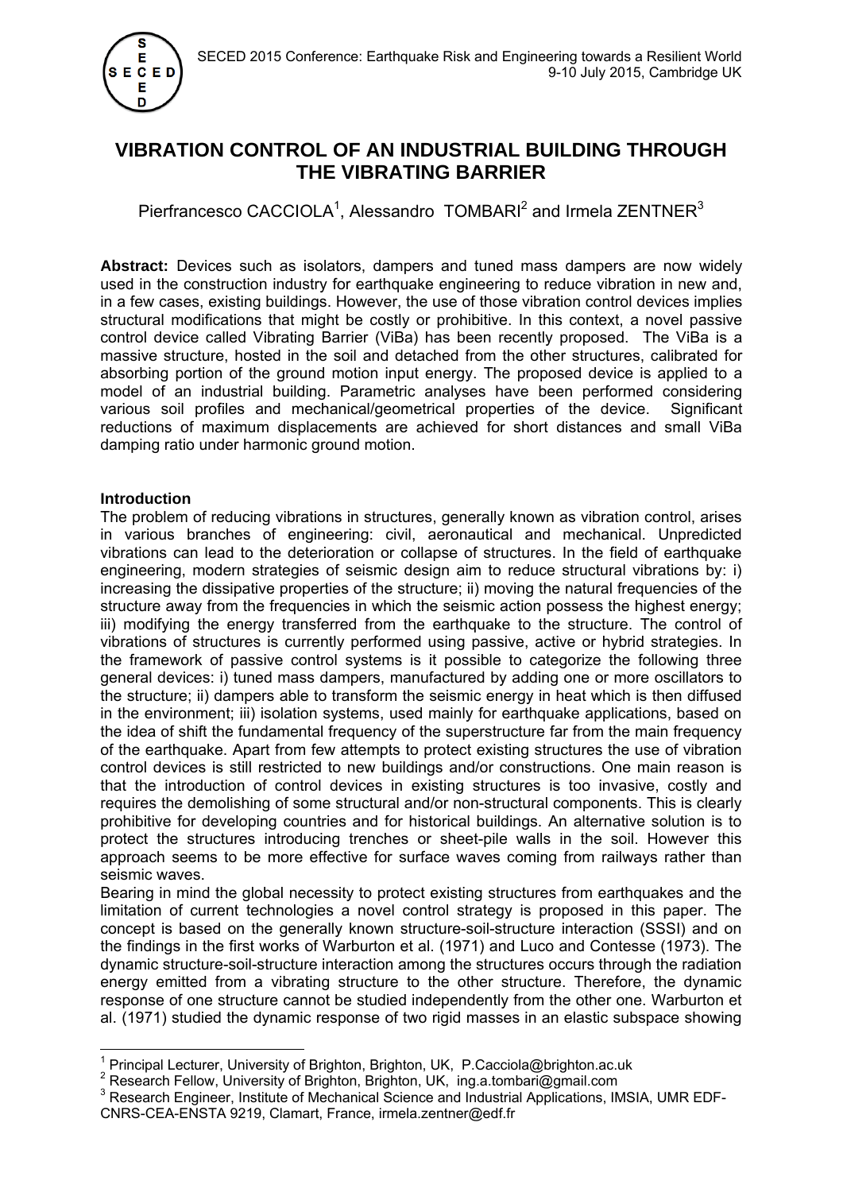# VIBRATION CONTROL OF AN INDUSTRIAL BUILDING THROUGH THE VIBRATING BARRIER

Pierfrancesco CACCIOLA[1], Alessandro TOMBARI[2] and Irmela ZENTNER[3]

**Abstract:** Devices such as isolators, dampers and tuned mass dampers are now widely used in the construction industry for earthquake engineering to reduce vibration in new and, in a few cases, existing buildings. However, the use of those vibration control devices implies structural modifications that might be costly or prohibitive. In this context, a novel passive control device called Vibrating Barrier (ViBa) has been recently proposed. The ViBa is a massive structure, hosted in the soil and detached from the other structures, calibrated for absorbing portion of the ground motion input energy. The proposed device is applied to a model of an industrial building. Parametric analyses have been performed considering various soil profiles and mechanical/geometrical properties of the device. Significant reductions of maximum displacements are achieved for short distances and small ViBa damping ratio under harmonic ground motion.

## Introduction

The problem of reducing vibrations in structures, generally known as vibration control, arises in various branches of engineering: civil, aeronautical and mechanical. Unpredicted vibrations can lead to the deterioration or collapse of structures. In the field of earthquake engineering, modern strategies of seismic design aim to reduce structural vibrations by: i) increasing the dissipative properties of the structure; ii) moving the natural frequencies of the structure away from the frequencies in which the seismic action possess the highest energy; iii) modifying the energy transferred from the earthquake to the structure. The control of vibrations of structures is currently performed using passive, active or hybrid strategies. In the framework of passive control systems is it possible to categorize the following three general devices: i) tuned mass dampers, manufactured by adding one or more oscillators to the structure; ii) dampers able to transform the seismic energy in heat which is then diffused in the environment; iii) isolation systems, used mainly for earthquake applications, based on the idea of shift the fundamental frequency of the superstructure far from the main frequency of the earthquake. Apart from few attempts to protect existing structures the use of vibration control devices is still restricted to new buildings and/or constructions. One main reason is that the introduction of control devices in existing structures is too invasive, costly and requires the demolishing of some structural and/or non-structural components. This is clearly prohibitive for developing countries and for historical buildings. An alternative solution is to protect the structures introducing trenches or sheet-pile walls in the soil. However this approach seems to be more effective for surface waves coming from railways rather than seismic waves.

Bearing in mind the global necessity to protect existing structures from earthquakes and the limitation of current technologies a novel control strategy is proposed in this paper. The concept is based on the generally known structure-soil-structure interaction (SSSI) and on the findings in the first works of Warburton et al. (1971) and Luco and Contesse (1973). The dynamic structure-soil-structure interaction among the structures occurs through the radiation energy emitted from a vibrating structure to the other structure. Therefore, the dynamic response of one structure cannot be studied independently from the other one. Warburton et al. (1971) studied the dynamic response of two rigid masses in an elastic subspace showing

---

[1] Principal Lecturer, University of Brighton, Brighton, UK, P.Cacciola@brighton.ac.uk

[2] Research Fellow, University of Brighton, Brighton, UK, ing.a.tombari@gmail.com

[3] Research Engineer, Institute of Mechanical Science and Industrial Applications, IMSIA, UMR EDF-CNRS-CEA-ENSTA 9219, Clamart, France, irmela.zentner@edf.fr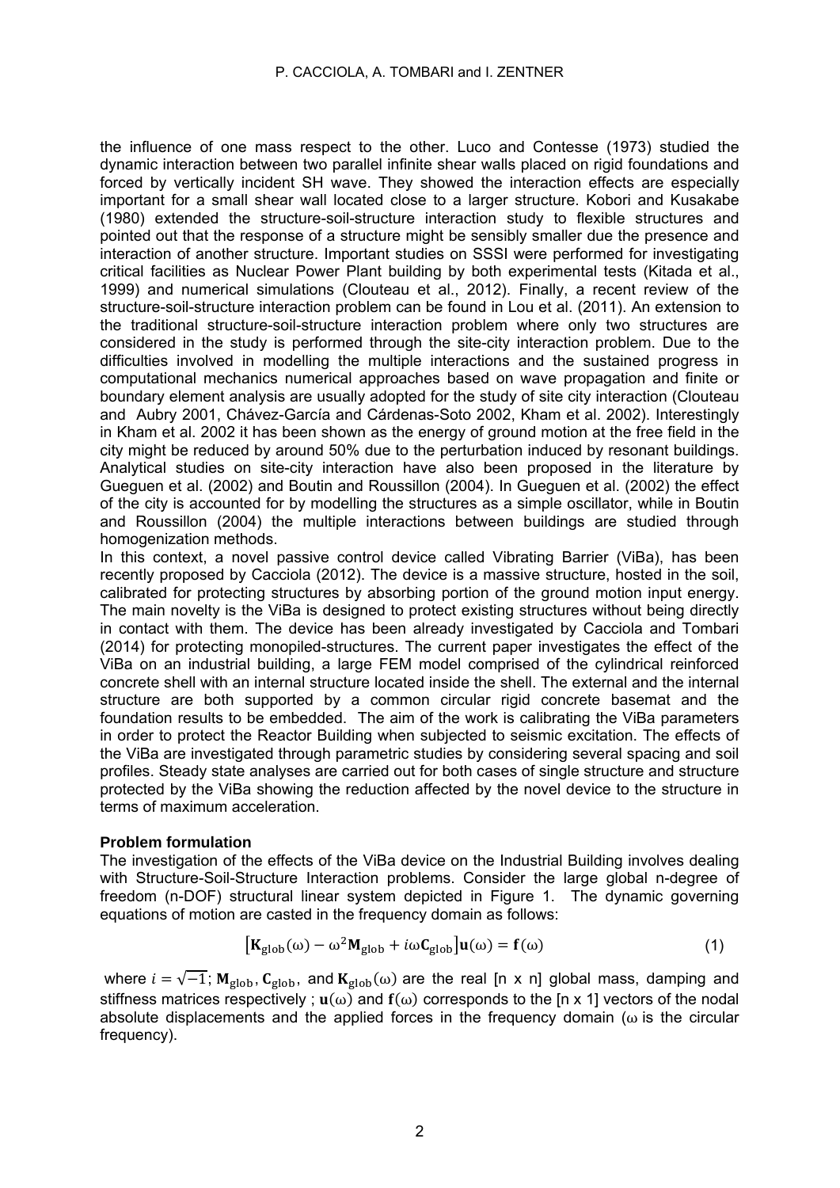the influence of one mass respect to the other. Luco and Contesse (1973) studied the dynamic interaction between two parallel infinite shear walls placed on rigid foundations and forced by vertically incident SH wave. They showed the interaction effects are especially important for a small shear wall located close to a larger structure. Kobori and Kusakabe (1980) extended the structure-soil-structure interaction study to flexible structures and pointed out that the response of a structure might be sensibly smaller due the presence and interaction of another structure. Important studies on SSSI were performed for investigating critical facilities as Nuclear Power Plant building by both experimental tests (Kitada et al., 1999) and numerical simulations (Clouteau et al., 2012). Finally, a recent review of the structure-soil-structure interaction problem can be found in Lou et al. (2011). An extension to the traditional structure-soil-structure interaction problem where only two structures are considered in the study is performed through the site-city interaction problem. Due to the difficulties involved in modelling the multiple interactions and the sustained progress in computational mechanics numerical approaches based on wave propagation and finite or boundary element analysis are usually adopted for the study of site city interaction (Clouteau and Aubry 2001, Chávez-García and Cárdenas-Soto 2002, Kham et al. 2002). Interestingly in Kham et al. 2002 it has been shown as the energy of ground motion at the free field in the city might be reduced by around 50% due to the perturbation induced by resonant buildings. Analytical studies on site-city interaction have also been proposed in the literature by Gueguen et al. (2002) and Boutin and Roussillon (2004). In Gueguen et al. (2002) the effect of the city is accounted for by modelling the structures as a simple oscillator, while in Boutin and Roussillon (2004) the multiple interactions between buildings are studied through homogenization methods.

In this context, a novel passive control device called Vibrating Barrier (ViBa), has been recently proposed by Cacciola (2012). The device is a massive structure, hosted in the soil, calibrated for protecting structures by absorbing portion of the ground motion input energy. The main novelty is the ViBa is designed to protect existing structures without being directly in contact with them. The device has been already investigated by Cacciola and Tombari (2014) for protecting monopiled-structures. The current paper investigates the effect of the ViBa on an industrial building, a large FEM model comprised of the cylindrical reinforced concrete shell with an internal structure located inside the shell. The external and the internal structure are both supported by a common circular rigid concrete basemat and the foundation results to be embedded. The aim of the work is calibrating the ViBa parameters in order to protect the Reactor Building when subjected to seismic excitation. The effects of the ViBa are investigated through parametric studies by considering several spacing and soil profiles. Steady state analyses are carried out for both cases of single structure and structure protected by the ViBa showing the reduction affected by the novel device to the structure in terms of maximum acceleration.

**Problem formulation**

The investigation of the effects of the ViBa device on the Industrial Building involves dealing with Structure-Soil-Structure Interaction problems. Consider the large global n-degree of freedom (n-DOF) structural linear system depicted in Figure 1. The dynamic governing equations of motion are casted in the frequency domain as follows:

$$\left[\mathbf{K}_{\text{glob}}(\omega) - \omega^2\mathbf{M}_{\text{glob}} + i\omega\mathbf{C}_{\text{glob}}\right]\mathbf{u}(\omega) = \mathbf{f}(\omega) \qquad (1)$$

where $i = \sqrt{-1}$; $\mathbf{M}_{\text{glob}}$, $\mathbf{C}_{\text{glob}}$, and $\mathbf{K}_{\text{glob}}(\omega)$ are the real [n x n] global mass, damping and stiffness matrices respectively ; $\mathbf{u}(\omega)$ and $\mathbf{f}(\omega)$ corresponds to the [n x 1] vectors of the nodal absolute displacements and the applied forces in the frequency domain ($\omega$ is the circular frequency).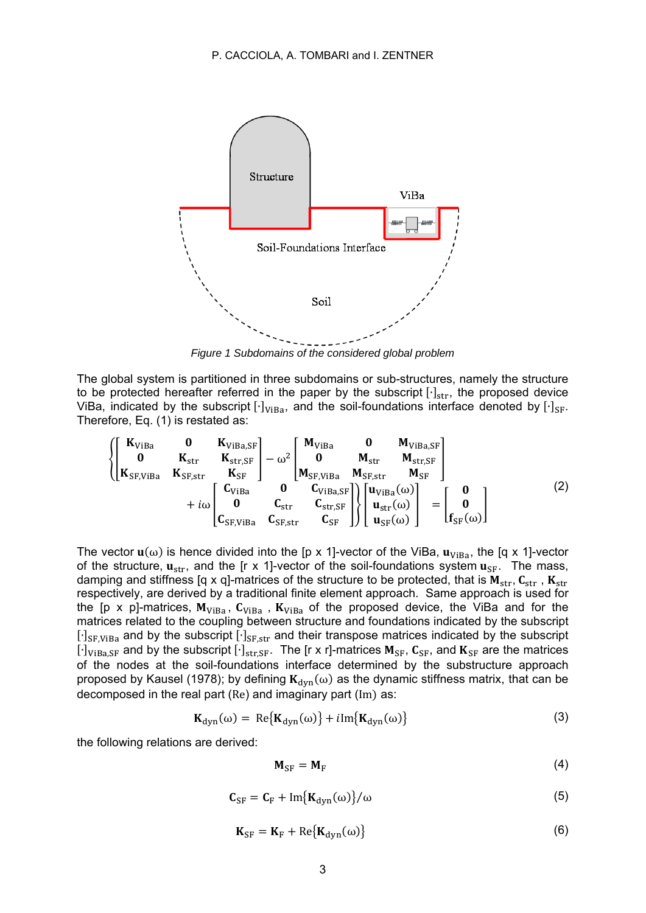Figure 1 Subdomains of the considered global problem

The global system is partitioned in three subdomains or sub-structures, namely the structure to be protected hereafter referred in the paper by the subscript $[\cdot]_{\mathrm{str}}$, the proposed device ViBa, indicated by the subscript $[\cdot]_{\mathrm{ViBa}}$, and the soil-foundations interface denoted by $[\cdot]_{\mathrm{SF}}$. Therefore, Eq. (1) is restated as:

$$
\left\{ \begin{bmatrix} \mathbf{K}_{\mathrm{ViBa}} & \mathbf{0} & \mathbf{K}_{\mathrm{ViBa,SF}} \\ \mathbf{0} & \mathbf{K}_{\mathrm{str}} & \mathbf{K}_{\mathrm{str,SF}} \\ \mathbf{K}_{\mathrm{SF,ViBa}} & \mathbf{K}_{\mathrm{SF,str}} & \mathbf{K}_{\mathrm{SF}} \end{bmatrix} - \omega^2 \begin{bmatrix} \mathbf{M}_{\mathrm{ViBa}} & \mathbf{0} & \mathbf{M}_{\mathrm{ViBa,SF}} \\ \mathbf{0} & \mathbf{M}_{\mathrm{str}} & \mathbf{M}_{\mathrm{str,SF}} \\ \mathbf{M}_{\mathrm{SF,ViBa}} & \mathbf{M}_{\mathrm{SF,str}} & \mathbf{M}_{\mathrm{SF}} \end{bmatrix} + i\omega \begin{bmatrix} \mathbf{C}_{\mathrm{ViBa}} & \mathbf{0} & \mathbf{C}_{\mathrm{ViBa,SF}} \\ \mathbf{0} & \mathbf{C}_{\mathrm{str}} & \mathbf{C}_{\mathrm{str,SF}} \\ \mathbf{C}_{\mathrm{SF,ViBa}} & \mathbf{C}_{\mathrm{SF,str}} & \mathbf{C}_{\mathrm{SF}} \end{bmatrix} \right\} \begin{bmatrix} \mathbf{u}_{\mathrm{ViBa}}(\omega) \\ \mathbf{u}_{\mathrm{str}}(\omega) \\ \mathbf{u}_{\mathrm{SF}}(\omega) \end{bmatrix} = \begin{bmatrix} \mathbf{0} \\ \mathbf{0} \\ \mathbf{f}_{\mathrm{SF}}(\omega) \end{bmatrix} \tag{2}
$$

The vector $\mathbf{u}(\omega)$ is hence divided into the [p x 1]-vector of the ViBa, $\mathbf{u}_{\mathrm{ViBa}}$, the [q x 1]-vector of the structure, $\mathbf{u}_{\mathrm{str}}$, and the [r x 1]-vector of the soil-foundations system $\mathbf{u}_{\mathrm{SF}}$. The mass, damping and stiffness [q x q]-matrices of the structure to be protected, that is $\mathbf{M}_{\mathrm{str}}$, $\mathbf{C}_{\mathrm{str}}$, $\mathbf{K}_{\mathrm{str}}$ respectively, are derived by a traditional finite element approach. Same approach is used for the [p x p]-matrices, $\mathbf{M}_{\mathrm{ViBa}}$, $\mathbf{C}_{\mathrm{ViBa}}$, $\mathbf{K}_{\mathrm{ViBa}}$ of the proposed device, the ViBa and for the matrices related to the coupling between structure and foundations indicated by the subscript $[\cdot]_{\mathrm{SF,ViBa}}$ and by the subscript $[\cdot]_{\mathrm{SF,str}}$ and their transpose matrices indicated by the subscript $[\cdot]_{\mathrm{ViBa,SF}}$ and by the subscript $[\cdot]_{\mathrm{str,SF}}$. The [r x r]-matrices $\mathbf{M}_{\mathrm{SF}}$, $\mathbf{C}_{\mathrm{SF}}$, and $\mathbf{K}_{\mathrm{SF}}$ are the matrices of the nodes at the soil-foundations interface determined by the substructure approach proposed by Kausel (1978); by defining $\mathbf{K}_{\mathrm{dyn}}(\omega)$ as the dynamic stiffness matrix, that can be decomposed in the real part (Re) and imaginary part (Im) as:

$$
\mathbf{K}_{\mathrm{dyn}}(\omega) = \mathrm{Re}\{\mathbf{K}_{\mathrm{dyn}}(\omega)\} + i\mathrm{Im}\{\mathbf{K}_{\mathrm{dyn}}(\omega)\} \tag{3}
$$

the following relations are derived:

$$
\mathbf{M}_{\mathrm{SF}} = \mathbf{M}_{\mathrm{F}} \tag{4}
$$

$$
\mathbf{C}_{\mathrm{SF}} = \mathbf{C}_{\mathrm{F}} + \mathrm{Im}\{\mathbf{K}_{\mathrm{dyn}}(\omega)\}/\omega \tag{5}
$$

$$
\mathbf{K}_{\mathrm{SF}} = \mathbf{K}_{\mathrm{F}} + \mathrm{Re}\{\mathbf{K}_{\mathrm{dyn}}(\omega)\} \tag{6}
$$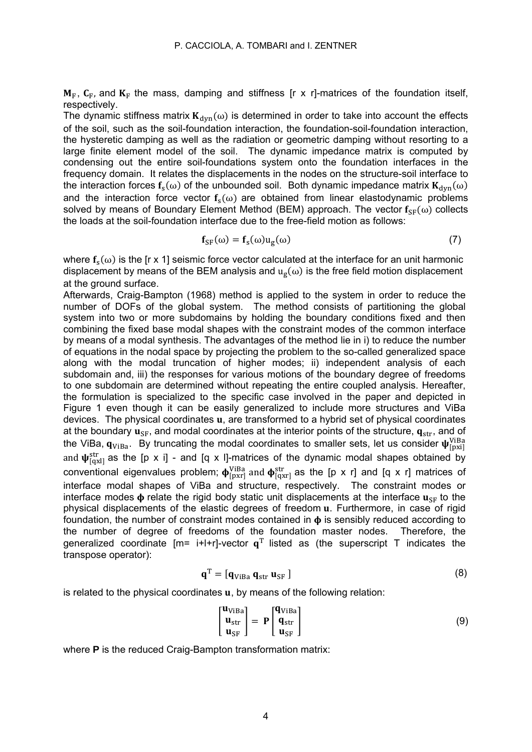$\mathbf{M}_\mathrm{F}$, $\mathbf{C}_\mathrm{F}$, and $\mathbf{K}_\mathrm{F}$ the mass, damping and stiffness [r x r]-matrices of the foundation itself, respectively.

The dynamic stiffness matrix $\mathbf{K}_\mathrm{dyn}(\omega)$ is determined in order to take into account the effects of the soil, such as the soil-foundation interaction, the foundation-soil-foundation interaction, the hysteretic damping as well as the radiation or geometric damping without resorting to a large finite element model of the soil. The dynamic impedance matrix is computed by condensing out the entire soil-foundations system onto the foundation interfaces in the frequency domain. It relates the displacements in the nodes on the structure-soil interface to the interaction forces $\mathbf{f}_\mathrm{s}(\omega)$ of the unbounded soil. Both dynamic impedance matrix $\mathbf{K}_\mathrm{dyn}(\omega)$ and the interaction force vector $\mathbf{f}_\mathrm{s}(\omega)$ are obtained from linear elastodynamic problems solved by means of Boundary Element Method (BEM) approach. The vector $\mathbf{f}_\mathrm{SF}(\omega)$ collects the loads at the soil-foundation interface due to the free-field motion as follows:

$$\mathbf{f}_\mathrm{SF}(\omega) = \mathbf{f}_\mathrm{s}(\omega)\mathrm{u}_\mathrm{g}(\omega) \tag{7}$$

where $\mathbf{f}_\mathrm{s}(\omega)$ is the [r x 1] seismic force vector calculated at the interface for an unit harmonic displacement by means of the BEM analysis and $\mathrm{u}_\mathrm{g}(\omega)$ is the free field motion displacement at the ground surface.

Afterwards, Craig-Bampton (1968) method is applied to the system in order to reduce the number of DOFs of the global system. The method consists of partitioning the global system into two or more subdomains by holding the boundary conditions fixed and then combining the fixed base modal shapes with the constraint modes of the common interface by means of a modal synthesis. The advantages of the method lie in i) to reduce the number of equations in the nodal space by projecting the problem to the so-called generalized space along with the modal truncation of higher modes; ii) independent analysis of each subdomain and, iii) the responses for various motions of the boundary degree of freedoms to one subdomain are determined without repeating the entire coupled analysis. Hereafter, the formulation is specialized to the specific case involved in the paper and depicted in Figure 1 even though it can be easily generalized to include more structures and ViBa devices. The physical coordinates $\mathbf{u}$, are transformed to a hybrid set of physical coordinates at the boundary $\mathbf{u}_\mathrm{SF}$, and modal coordinates at the interior points of the structure, $\mathbf{q}_\mathrm{str}$, and of the ViBa, $\mathbf{q}_\mathrm{ViBa}$. By truncating the modal coordinates to smaller sets, let us consider $\boldsymbol{\psi}^\mathrm{ViBa}_{[\mathrm{pxi}]}$ and $\boldsymbol{\psi}^\mathrm{str}_{[\mathrm{qxl}]}$ as the [p x i] - and [q x l]-matrices of the dynamic modal shapes obtained by conventional eigenvalues problem; $\boldsymbol{\phi}^\mathrm{ViBa}_{[\mathrm{pxr}]}$ and $\boldsymbol{\phi}^\mathrm{str}_{[\mathrm{qxr}]}$ as the [p x r] and [q x r] matrices of interface modal shapes of ViBa and structure, respectively. The constraint modes or interface modes $\boldsymbol{\phi}$ relate the rigid body static unit displacements at the interface $\mathbf{u}_\mathrm{SF}$ to the physical displacements of the elastic degrees of freedom $\mathbf{u}$. Furthermore, in case of rigid foundation, the number of constraint modes contained in $\boldsymbol{\phi}$ is sensibly reduced according to the number of degree of freedoms of the foundation master nodes. Therefore, the generalized coordinate [m= i+l+r]-vector $\mathbf{q}^\mathrm{T}$ listed as (the superscript T indicates the transpose operator):

$$\mathbf{q}^\mathrm{T} = [\mathbf{q}_\mathrm{ViBa}\ \mathbf{q}_\mathrm{str}\ \mathbf{u}_\mathrm{SF}\ ] \tag{8}$$

is related to the physical coordinates $\mathbf{u}$, by means of the following relation:

$$\begin{bmatrix} \mathbf{u}_\mathrm{ViBa} \\ \mathbf{u}_\mathrm{str} \\ \mathbf{u}_\mathrm{SF} \end{bmatrix} = \mathbf{P} \begin{bmatrix} \mathbf{q}_\mathrm{ViBa} \\ \mathbf{q}_\mathrm{str} \\ \mathbf{u}_\mathrm{SF} \end{bmatrix} \tag{9}$$

where **P** is the reduced Craig-Bampton transformation matrix: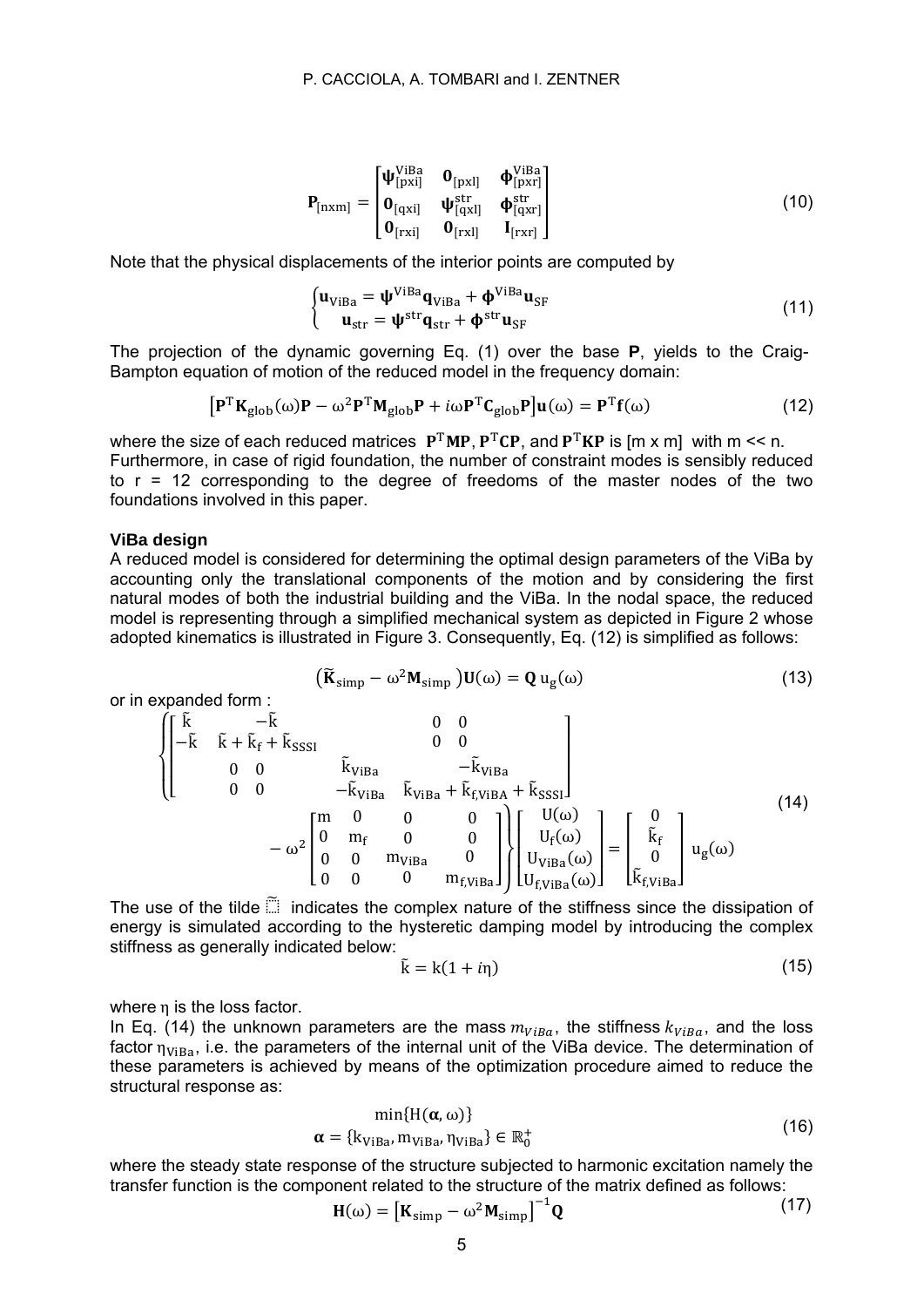$$\mathbf{P}_{[\mathrm{nxm}]}=\begin{bmatrix}\boldsymbol{\psi}^{\mathrm{ViBa}}_{[\mathrm{pxi}]} & \mathbf{0}_{[\mathrm{pxl}]} & \boldsymbol{\phi}^{\mathrm{ViBa}}_{[\mathrm{pxr}]}\\ \mathbf{0}_{[\mathrm{qxi}]} & \boldsymbol{\psi}^{\mathrm{str}}_{[\mathrm{qxl}]} & \boldsymbol{\phi}^{\mathrm{str}}_{[\mathrm{qxr}]}\\ \mathbf{0}_{[\mathrm{rxi}]} & \mathbf{0}_{[\mathrm{rxl}]} & \mathbf{I}_{[\mathrm{rxr}]}\end{bmatrix} \tag{10}$$

Note that the physical displacements of the interior points are computed by

$$\begin{cases}\mathbf{u}_{\mathrm{ViBa}}=\boldsymbol{\psi}^{\mathrm{ViBa}}\mathbf{q}_{\mathrm{ViBa}}+\boldsymbol{\phi}^{\mathrm{ViBa}}\mathbf{u}_{\mathrm{SF}}\\ \mathbf{u}_{\mathrm{str}}=\boldsymbol{\psi}^{\mathrm{str}}\mathbf{q}_{\mathrm{str}}+\boldsymbol{\phi}^{\mathrm{str}}\mathbf{u}_{\mathrm{SF}}\end{cases} \tag{11}$$

The projection of the dynamic governing Eq. (1) over the base **P**, yields to the Craig-Bampton equation of motion of the reduced model in the frequency domain:

$$\left[\mathbf{P}^{\mathrm{T}}\mathbf{K}_{\mathrm{glob}}(\omega)\mathbf{P}-\omega^{2}\mathbf{P}^{\mathrm{T}}\mathbf{M}_{\mathrm{glob}}\mathbf{P}+i\omega\mathbf{P}^{\mathrm{T}}\mathbf{C}_{\mathrm{glob}}\mathbf{P}\right]\mathbf{u}(\omega)=\mathbf{P}^{\mathrm{T}}\mathbf{f}(\omega) \tag{12}$$

where the size of each reduced matrices $\mathbf{P}^{\mathrm{T}}\mathbf{MP}$, $\mathbf{P}^{\mathrm{T}}\mathbf{CP}$, and $\mathbf{P}^{\mathrm{T}}\mathbf{KP}$ is [m x m] with m << n.
Furthermore, in case of rigid foundation, the number of constraint modes is sensibly reduced to r = 12 corresponding to the degree of freedoms of the master nodes of the two foundations involved in this paper.

**ViBa design**

A reduced model is considered for determining the optimal design parameters of the ViBa by accounting only the translational components of the motion and by considering the first natural modes of both the industrial building and the ViBa. In the nodal space, the reduced model is representing through a simplified mechanical system as depicted in Figure 2 whose adopted kinematics is illustrated in Figure 3. Consequently, Eq. (12) is simplified as follows:

$$\left(\widetilde{\mathbf{K}}_{\mathrm{simp}}-\omega^{2}\mathbf{M}_{\mathrm{simp}}\right)\mathbf{U}(\omega)=\mathbf{Q}\,\mathrm{u}_{\mathrm{g}}(\omega) \tag{13}$$

or in expanded form :

$$\left\{\begin{bmatrix}\tilde{\mathrm{k}} & -\tilde{\mathrm{k}} & 0 & 0\\ -\tilde{\mathrm{k}} & \tilde{\mathrm{k}}+\tilde{\mathrm{k}}_{\mathrm{f}}+\tilde{\mathrm{k}}_{\mathrm{SSSI}} & 0 & 0\\ 0 & 0 & \tilde{\mathrm{k}}_{\mathrm{ViBa}} & -\tilde{\mathrm{k}}_{\mathrm{ViBa}}\\ 0 & 0 & -\tilde{\mathrm{k}}_{\mathrm{ViBa}} & \tilde{\mathrm{k}}_{\mathrm{ViBa}}+\tilde{\mathrm{k}}_{\mathrm{f,ViBA}}+\tilde{\mathrm{k}}_{\mathrm{SSSI}}\end{bmatrix} -\omega^{2}\begin{bmatrix}\mathrm{m} & 0 & 0 & 0\\ 0 & \mathrm{m_f} & 0 & 0\\ 0 & 0 & \mathrm{m_{ViBa}} & 0\\ 0 & 0 & 0 & \mathrm{m_{f,ViBa}}\end{bmatrix}\right\}\begin{bmatrix}\mathrm{U}(\omega)\\ \mathrm{U_f}(\omega)\\ \mathrm{U_{ViBa}}(\omega)\\ \mathrm{U_{f,ViBa}}(\omega)\end{bmatrix}=\begin{bmatrix}0\\ \tilde{\mathrm{k}}_{\mathrm{f}}\\ 0\\ \tilde{\mathrm{k}}_{\mathrm{f,ViBa}}\end{bmatrix}\mathrm{u_g}(\omega) \tag{14}$$

The use of the tilde $\tilde{\square}$ indicates the complex nature of the stiffness since the dissipation of energy is simulated according to the hysteretic damping model by introducing the complex stiffness as generally indicated below:

$$\tilde{\mathrm{k}}=\mathrm{k}(1+i\eta) \tag{15}$$

where $\eta$ is the loss factor.
In Eq. (14) the unknown parameters are the mass $m_{ViBa}$, the stiffness $k_{ViBa}$, and the loss factor $\eta_{\mathrm{ViBa}}$, i.e. the parameters of the internal unit of the ViBa device. The determination of these parameters is achieved by means of the optimization procedure aimed to reduce the structural response as:

$$\begin{gathered}\min\{\mathrm{H}(\boldsymbol{\alpha},\omega)\}\\ \boldsymbol{\alpha}=\{\mathrm{k_{ViBa}},\mathrm{m_{ViBa}},\eta_{\mathrm{ViBa}}\}\in\mathbb{R}_{0}^{+}\end{gathered} \tag{16}$$

where the steady state response of the structure subjected to harmonic excitation namely the transfer function is the component related to the structure of the matrix defined as follows:

$$\mathbf{H}(\omega)=\left[\mathbf{K}_{\mathrm{simp}}-\omega^{2}\mathbf{M}_{\mathrm{simp}}\right]^{-1}\mathbf{Q} \tag{17}$$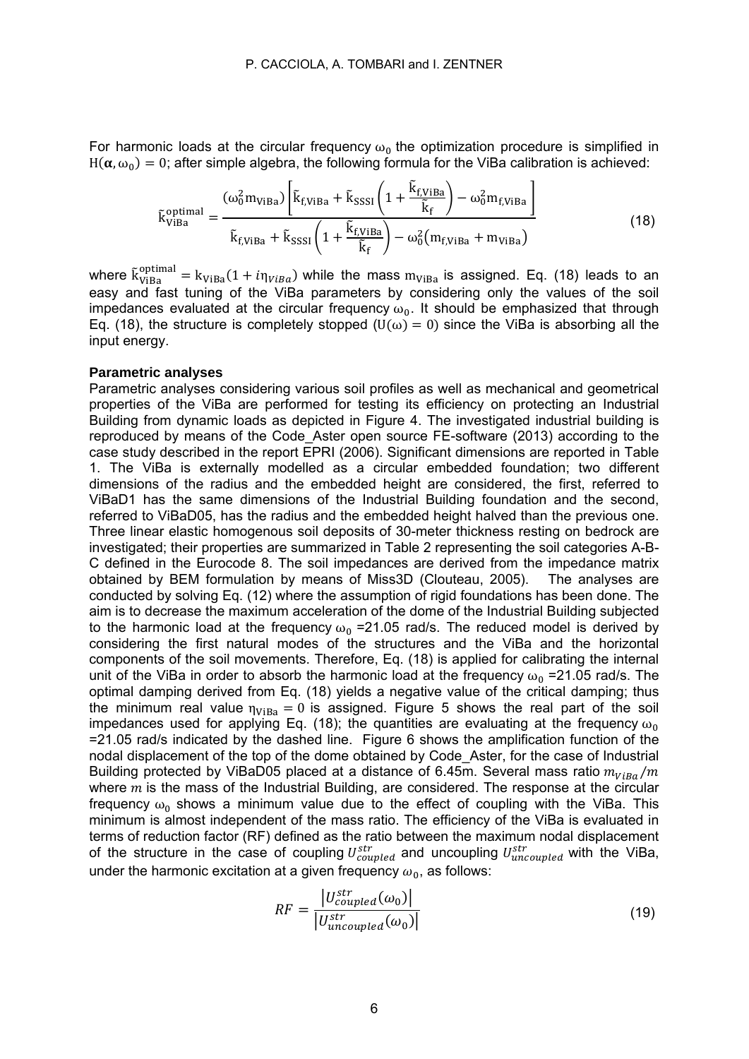For harmonic loads at the circular frequency $\omega_0$ the optimization procedure is simplified in $H(\boldsymbol{\alpha}, \omega_0) = 0$; after simple algebra, the following formula for the ViBa calibration is achieved:

$$\tilde{k}_{\mathrm{ViBa}}^{\mathrm{optimal}} = \frac{(\omega_0^2 m_{\mathrm{ViBa}})\left[\tilde{k}_{\mathrm{f,ViBa}} + \tilde{k}_{\mathrm{SSSI}}\left(1 + \frac{\tilde{k}_{\mathrm{f,ViBa}}}{\tilde{k}_{\mathrm{f}}}\right) - \omega_0^2 m_{\mathrm{f,ViBa}}\right]}{\tilde{k}_{\mathrm{f,ViBa}} + \tilde{k}_{\mathrm{SSSI}}\left(1 + \frac{\tilde{k}_{\mathrm{f,ViBa}}}{\tilde{k}_{\mathrm{f}}}\right) - \omega_0^2 (m_{\mathrm{f,ViBa}} + m_{\mathrm{ViBa}})} \tag{18}$$

where $\tilde{k}_{\mathrm{ViBa}}^{\mathrm{optimal}} = k_{\mathrm{ViBa}}(1 + i\eta_{ViBa})$ while the mass $m_{\mathrm{ViBa}}$ is assigned. Eq. (18) leads to an easy and fast tuning of the ViBa parameters by considering only the values of the soil impedances evaluated at the circular frequency $\omega_0$. It should be emphasized that through Eq. (18), the structure is completely stopped ($U(\omega) = 0$) since the ViBa is absorbing all the input energy.

**Parametric analyses**

Parametric analyses considering various soil profiles as well as mechanical and geometrical properties of the ViBa are performed for testing its efficiency on protecting an Industrial Building from dynamic loads as depicted in Figure 4. The investigated industrial building is reproduced by means of the Code_Aster open source FE-software (2013) according to the case study described in the report EPRI (2006). Significant dimensions are reported in Table 1. The ViBa is externally modelled as a circular embedded foundation; two different dimensions of the radius and the embedded height are considered, the first, referred to ViBaD1 has the same dimensions of the Industrial Building foundation and the second, referred to ViBaD05, has the radius and the embedded height halved than the previous one. Three linear elastic homogenous soil deposits of 30-meter thickness resting on bedrock are investigated; their properties are summarized in Table 2 representing the soil categories A-B-C defined in the Eurocode 8. The soil impedances are derived from the impedance matrix obtained by BEM formulation by means of Miss3D (Clouteau, 2005). The analyses are conducted by solving Eq. (12) where the assumption of rigid foundations has been done. The aim is to decrease the maximum acceleration of the dome of the Industrial Building subjected to the harmonic load at the frequency $\omega_0$ =21.05 rad/s. The reduced model is derived by considering the first natural modes of the structures and the ViBa and the horizontal components of the soil movements. Therefore, Eq. (18) is applied for calibrating the internal unit of the ViBa in order to absorb the harmonic load at the frequency $\omega_0$ =21.05 rad/s. The optimal damping derived from Eq. (18) yields a negative value of the critical damping; thus the minimum real value $\eta_{\mathrm{ViBa}} = 0$ is assigned. Figure 5 shows the real part of the soil impedances used for applying Eq. (18); the quantities are evaluating at the frequency $\omega_0$ =21.05 rad/s indicated by the dashed line. Figure 6 shows the amplification function of the nodal displacement of the top of the dome obtained by Code_Aster, for the case of Industrial Building protected by ViBaD05 placed at a distance of 6.45m. Several mass ratio $m_{ViBa}/m$ where $m$ is the mass of the Industrial Building, are considered. The response at the circular frequency $\omega_0$ shows a minimum value due to the effect of coupling with the ViBa. This minimum is almost independent of the mass ratio. The efficiency of the ViBa is evaluated in terms of reduction factor (RF) defined as the ratio between the maximum nodal displacement of the structure in the case of coupling $U_{coupled}^{str}$ and uncoupling $U_{uncoupled}^{str}$ with the ViBa, under the harmonic excitation at a given frequency $\omega_0$, as follows:

$$RF = \frac{\left|U_{coupled}^{str}(\omega_0)\right|}{\left|U_{uncoupled}^{str}(\omega_0)\right|} \tag{19}$$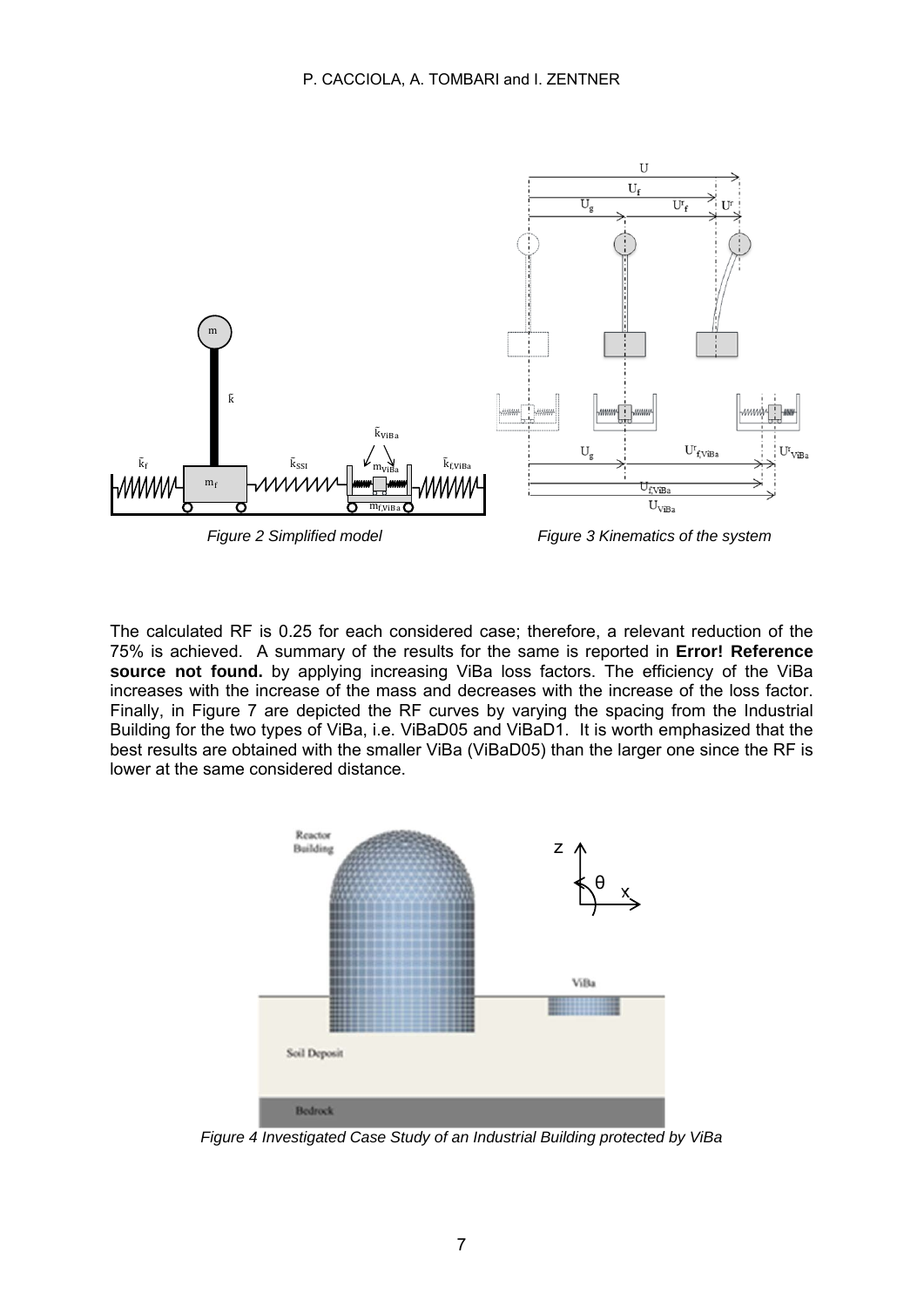*Figure 2 Simplified model*

*Figure 3 Kinematics of the system*

The calculated RF is 0.25 for each considered case; therefore, a relevant reduction of the 75% is achieved. A summary of the results for the same is reported in **Error! Reference source not found.** by applying increasing ViBa loss factors. The efficiency of the ViBa increases with the increase of the mass and decreases with the increase of the loss factor. Finally, in Figure 7 are depicted the RF curves by varying the spacing from the Industrial Building for the two types of ViBa, i.e. ViBaD05 and ViBaD1. It is worth emphasized that the best results are obtained with the smaller ViBa (ViBaD05) than the larger one since the RF is lower at the same considered distance.

*Figure 4 Investigated Case Study of an Industrial Building protected by ViBa*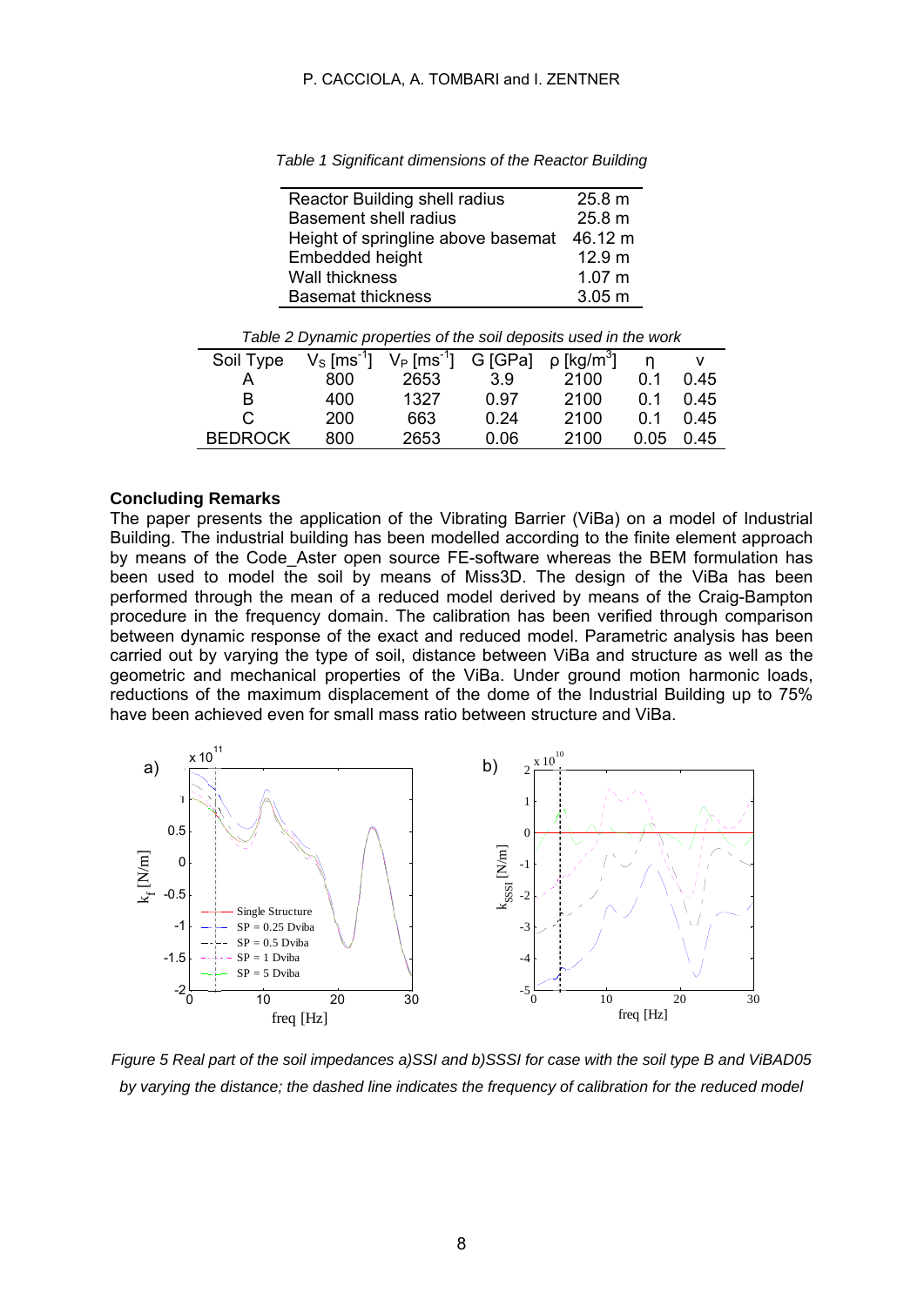*Table 1 Significant dimensions of the Reactor Building*

| | |
|---|---|
| Reactor Building shell radius | 25.8 m |
| Basement shell radius | 25.8 m |
| Height of springline above basemat | 46.12 m |
| Embedded height | 12.9 m |
| Wall thickness | 1.07 m |
| Basemat thickness | 3.05 m |

*Table 2 Dynamic properties of the soil deposits used in the work*

| Soil Type | $V_S$ [ms$^{-1}$] | $V_P$ [ms$^{-1}$] | G [GPa] | ρ [kg/m$^3$] | η | ν |
|---|---|---|---|---|---|---|
| A | 800 | 2653 | 3.9 | 2100 | 0.1 | 0.45 |
| B | 400 | 1327 | 0.97 | 2100 | 0.1 | 0.45 |
| C | 200 | 663 | 0.24 | 2100 | 0.1 | 0.45 |
| BEDROCK | 800 | 2653 | 0.06 | 2100 | 0.05 | 0.45 |

## Concluding Remarks

The paper presents the application of the Vibrating Barrier (ViBa) on a model of Industrial Building. The industrial building has been modelled according to the finite element approach by means of the Code_Aster open source FE-software whereas the BEM formulation has been used to model the soil by means of Miss3D. The design of the ViBa has been performed through the mean of a reduced model derived by means of the Craig-Bampton procedure in the frequency domain. The calibration has been verified through comparison between dynamic response of the exact and reduced model. Parametric analysis has been carried out by varying the type of soil, distance between ViBa and structure as well as the geometric and mechanical properties of the ViBa. Under ground motion harmonic loads, reductions of the maximum displacement of the dome of the Industrial Building up to 75% have been achieved even for small mass ratio between structure and ViBa.

*Figure 5 Real part of the soil impedances a)SSI and b)SSSI for case with the soil type B and ViBAD05 by varying the distance; the dashed line indicates the frequency of calibration for the reduced model*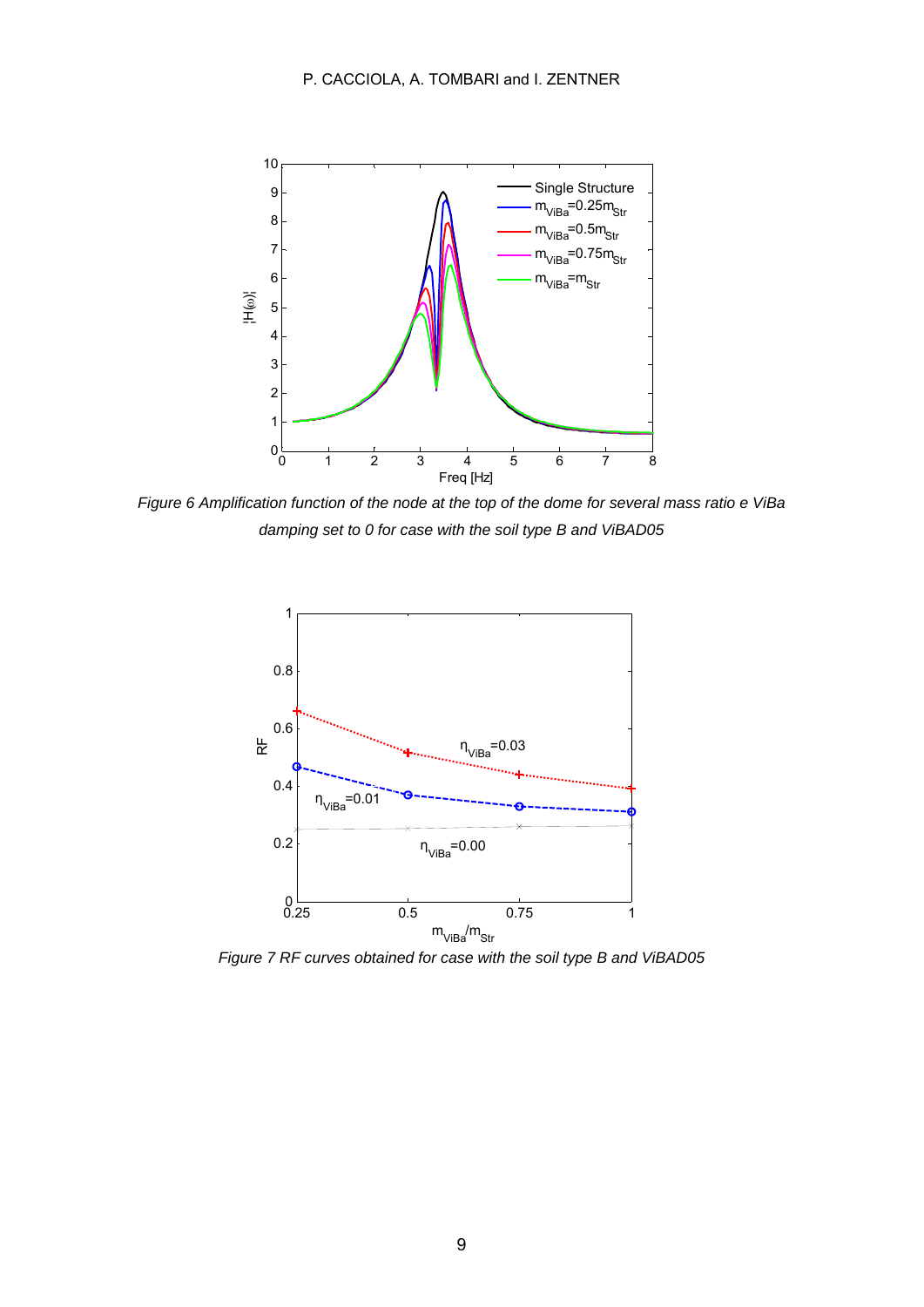Figure 6 Amplification function of the node at the top of the dome for several mass ratio e ViBa damping set to 0 for case with the soil type B and ViBAD05

Figure 7 RF curves obtained for case with the soil type B and ViBAD05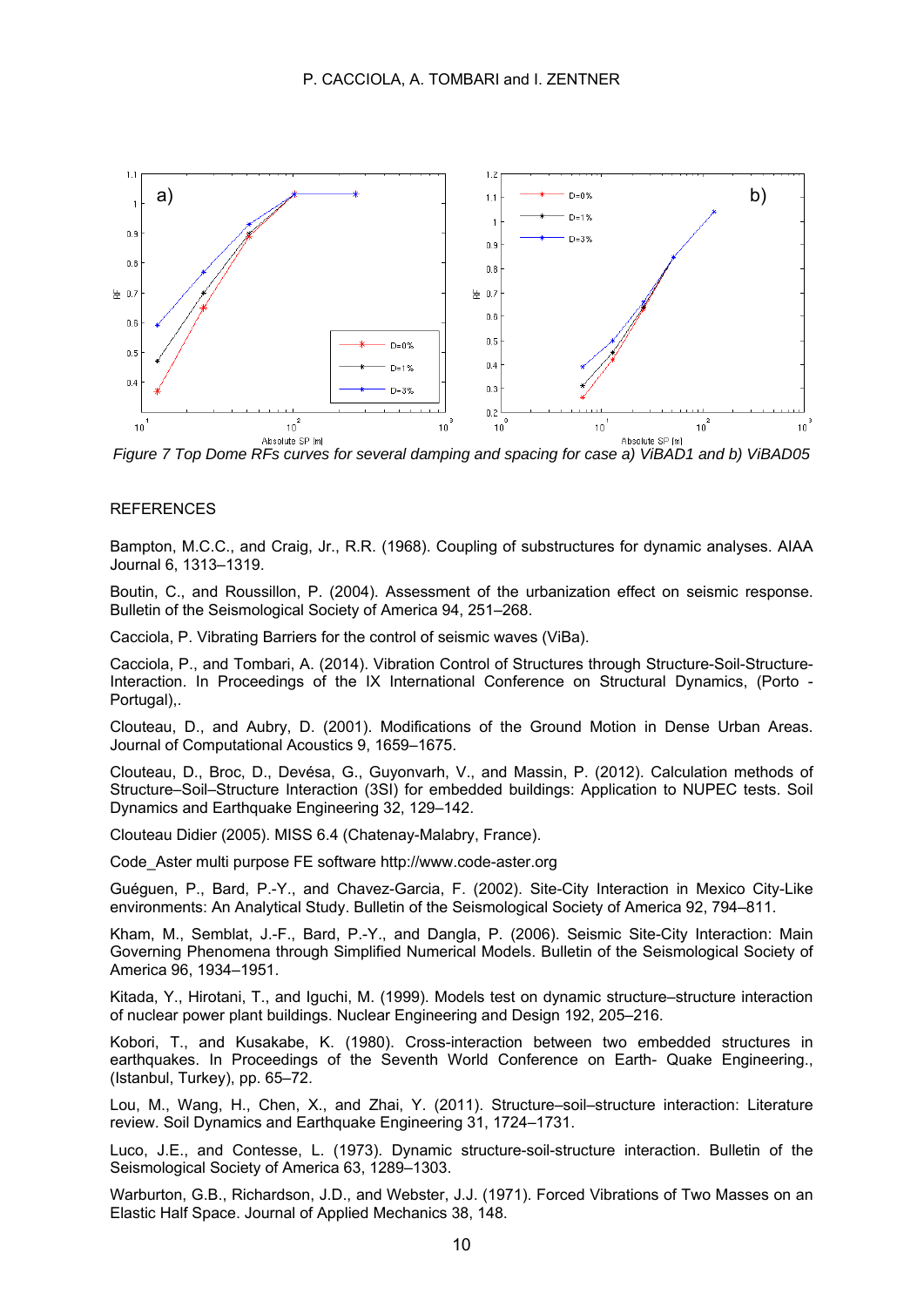a)

RF

1.1
1
0.9
0.8
0.7
0.6
0.5
0.4

$10^1$ $10^2$ $10^3$

Absolute SP [m]

D=0%
D=1%
D=3%

b)

RF

1.2
1.1
1
0.9
0.8
0.7
0.6
0.5
0.4
0.3
0.2

$10^0$ $10^1$ $10^2$ $10^3$

Absolute SP [m]

D=0%
D=1%
D=3%

*Figure 7 Top Dome RFs curves for several damping and spacing for case a) ViBAD1 and b) ViBAD05*

## REFERENCES

Bampton, M.C.C., and Craig, Jr., R.R. (1968). Coupling of substructures for dynamic analyses. AIAA Journal 6, 1313–1319.

Boutin, C., and Roussillon, P. (2004). Assessment of the urbanization effect on seismic response. Bulletin of the Seismological Society of America 94, 251–268.

Cacciola, P. Vibrating Barriers for the control of seismic waves (ViBa).

Cacciola, P., and Tombari, A. (2014). Vibration Control of Structures through Structure-Soil-Structure-Interaction. In Proceedings of the IX International Conference on Structural Dynamics, (Porto - Portugal),.

Clouteau, D., and Aubry, D. (2001). Modifications of the Ground Motion in Dense Urban Areas. Journal of Computational Acoustics 9, 1659–1675.

Clouteau, D., Broc, D., Devésa, G., Guyonvarh, V., and Massin, P. (2012). Calculation methods of Structure–Soil–Structure Interaction (3SI) for embedded buildings: Application to NUPEC tests. Soil Dynamics and Earthquake Engineering 32, 129–142.

Clouteau Didier (2005). MISS 6.4 (Chatenay-Malabry, France).

Code_Aster multi purpose FE software http://www.code-aster.org

Guéguen, P., Bard, P.-Y., and Chavez-Garcia, F. (2002). Site-City Interaction in Mexico City-Like environments: An Analytical Study. Bulletin of the Seismological Society of America 92, 794–811.

Kham, M., Semblat, J.-F., Bard, P.-Y., and Dangla, P. (2006). Seismic Site-City Interaction: Main Governing Phenomena through Simplified Numerical Models. Bulletin of the Seismological Society of America 96, 1934–1951.

Kitada, Y., Hirotani, T., and Iguchi, M. (1999). Models test on dynamic structure–structure interaction of nuclear power plant buildings. Nuclear Engineering and Design 192, 205–216.

Kobori, T., and Kusakabe, K. (1980). Cross-interaction between two embedded structures in earthquakes. In Proceedings of the Seventh World Conference on Earth- Quake Engineering., (Istanbul, Turkey), pp. 65–72.

Lou, M., Wang, H., Chen, X., and Zhai, Y. (2011). Structure–soil–structure interaction: Literature review. Soil Dynamics and Earthquake Engineering 31, 1724–1731.

Luco, J.E., and Contesse, L. (1973). Dynamic structure-soil-structure interaction. Bulletin of the Seismological Society of America 63, 1289–1303.

Warburton, G.B., Richardson, J.D., and Webster, J.J. (1971). Forced Vibrations of Two Masses on an Elastic Half Space. Journal of Applied Mechanics 38, 148.